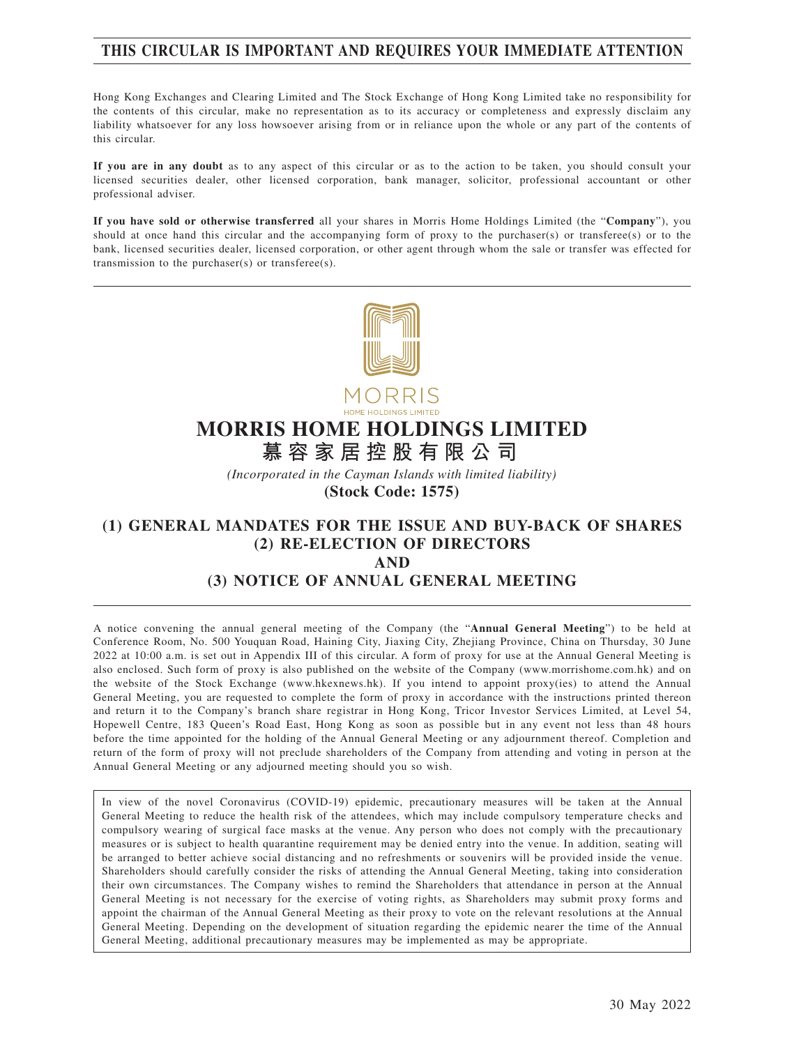**THIS CIRCULAR IS IMPORTANT AND REQUIRES YOUR IMMEDIATE ATTENTION**

Hong Kong Exchanges and Clearing Limited and The Stock Exchange of Hong Kong Limited take no responsibility for the contents of this circular, make no representation as to its accuracy or completeness and expressly disclaim any liability whatsoever for any loss howsoever arising from or in reliance upon the whole or any part of the contents of this circular.

**If you are in any doubt** as to any aspect of this circular or as to the action to be taken, you should consult your licensed securities dealer, other licensed corporation, bank manager, solicitor, professional accountant or other professional adviser.

**If you have sold or otherwise transferred** all your shares in Morris Home Holdings Limited (the "**Company**"), you should at once hand this circular and the accompanying form of proxy to the purchaser(s) or transferee(s) or to the bank, licensed securities dealer, licensed corporation, or other agent through whom the sale or transfer was effected for transmission to the purchaser(s) or transferee(s).

MORRIS
HOME HOLDINGS LIMITED

# MORRIS HOME HOLDINGS LIMITED
# 慕容家居控股有限公司

*(Incorporated in the Cayman Islands with limited liability)*

**(Stock Code: 1575)**

## (1) GENERAL MANDATES FOR THE ISSUE AND BUY-BACK OF SHARES
## (2) RE-ELECTION OF DIRECTORS
## AND
## (3) NOTICE OF ANNUAL GENERAL MEETING

A notice convening the annual general meeting of the Company (the "**Annual General Meeting**") to be held at Conference Room, No. 500 Youquan Road, Haining City, Jiaxing City, Zhejiang Province, China on Thursday, 30 June 2022 at 10:00 a.m. is set out in Appendix III of this circular. A form of proxy for use at the Annual General Meeting is also enclosed. Such form of proxy is also published on the website of the Company (www.morrishome.com.hk) and on the website of the Stock Exchange (www.hkexnews.hk). If you intend to appoint proxy(ies) to attend the Annual General Meeting, you are requested to complete the form of proxy in accordance with the instructions printed thereon and return it to the Company's branch share registrar in Hong Kong, Tricor Investor Services Limited, at Level 54, Hopewell Centre, 183 Queen's Road East, Hong Kong as soon as possible but in any event not less than 48 hours before the time appointed for the holding of the Annual General Meeting or any adjournment thereof. Completion and return of the form of proxy will not preclude shareholders of the Company from attending and voting in person at the Annual General Meeting or any adjourned meeting should you so wish.

In view of the novel Coronavirus (COVID-19) epidemic, precautionary measures will be taken at the Annual General Meeting to reduce the health risk of the attendees, which may include compulsory temperature checks and compulsory wearing of surgical face masks at the venue. Any person who does not comply with the precautionary measures or is subject to health quarantine requirement may be denied entry into the venue. In addition, seating will be arranged to better achieve social distancing and no refreshments or souvenirs will be provided inside the venue. Shareholders should carefully consider the risks of attending the Annual General Meeting, taking into consideration their own circumstances. The Company wishes to remind the Shareholders that attendance in person at the Annual General Meeting is not necessary for the exercise of voting rights, as Shareholders may submit proxy forms and appoint the chairman of the Annual General Meeting as their proxy to vote on the relevant resolutions at the Annual General Meeting. Depending on the development of situation regarding the epidemic nearer the time of the Annual General Meeting, additional precautionary measures may be implemented as may be appropriate.

30 May 2022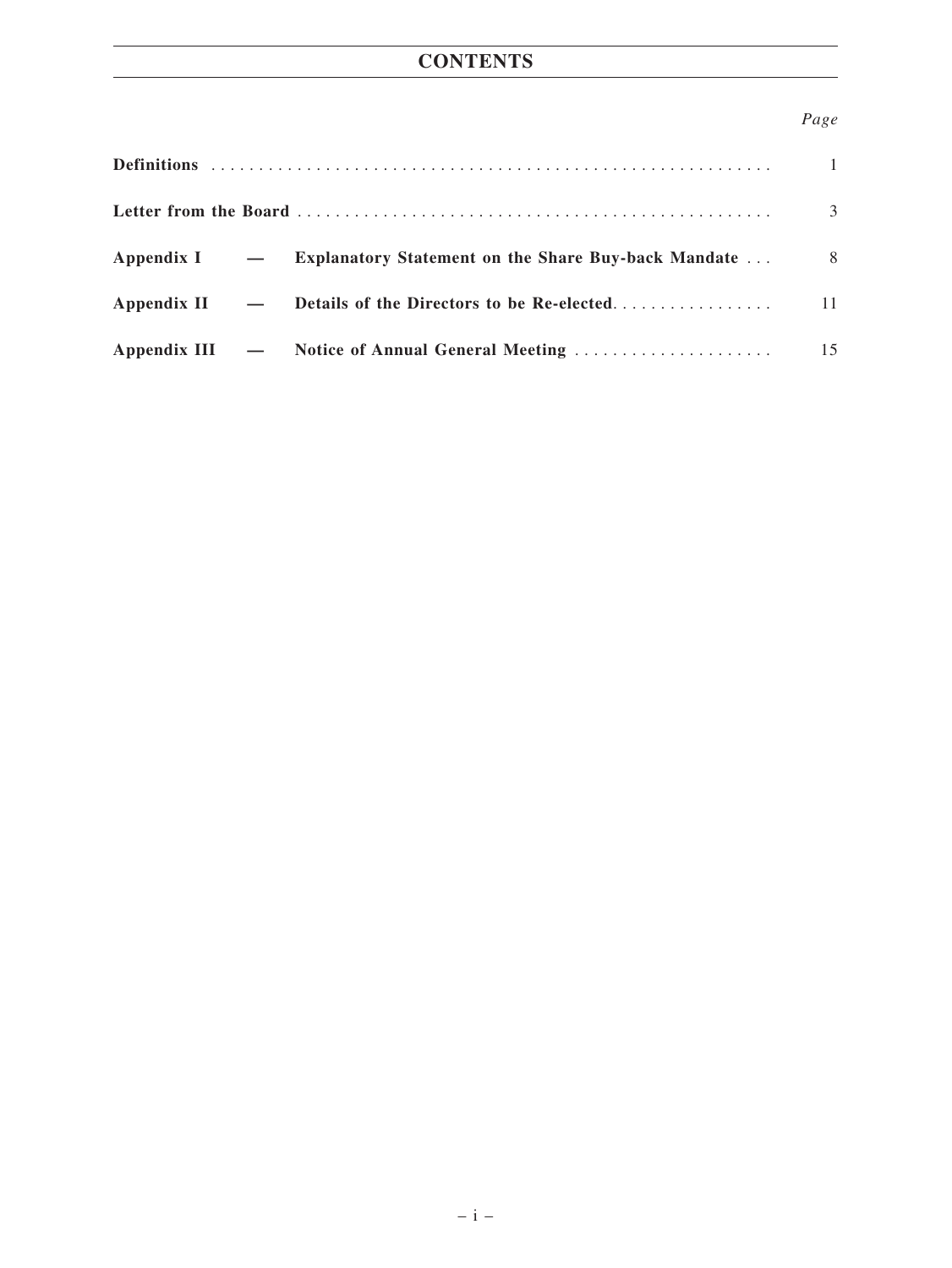# CONTENTS

| | Page |
|---|---|
| **Definitions** | 1 |
| **Letter from the Board** | 3 |
| **Appendix I — Explanatory Statement on the Share Buy-back Mandate** | 8 |
| **Appendix II — Details of the Directors to be Re-elected** | 11 |
| **Appendix III — Notice of Annual General Meeting** | 15 |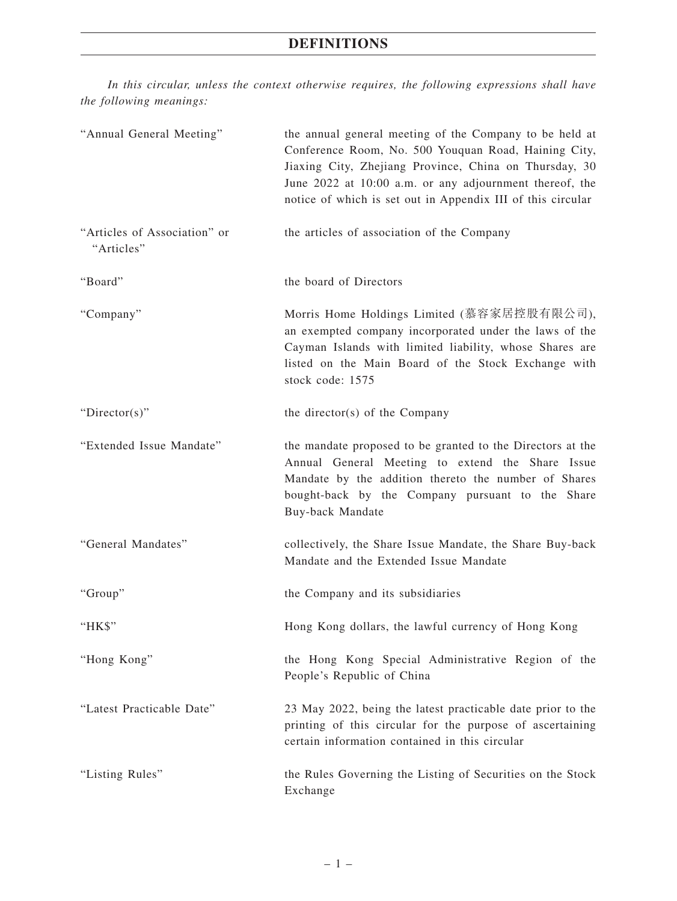# DEFINITIONS

*In this circular, unless the context otherwise requires, the following expressions shall have the following meanings:*

| | |
|---|---|
| "Annual General Meeting" | the annual general meeting of the Company to be held at Conference Room, No. 500 Youquan Road, Haining City, Jiaxing City, Zhejiang Province, China on Thursday, 30 June 2022 at 10:00 a.m. or any adjournment thereof, the notice of which is set out in Appendix III of this circular |
| "Articles of Association" or "Articles" | the articles of association of the Company |
| "Board" | the board of Directors |
| "Company" | Morris Home Holdings Limited (慕容家居控股有限公司), an exempted company incorporated under the laws of the Cayman Islands with limited liability, whose Shares are listed on the Main Board of the Stock Exchange with stock code: 1575 |
| "Director(s)" | the director(s) of the Company |
| "Extended Issue Mandate" | the mandate proposed to be granted to the Directors at the Annual General Meeting to extend the Share Issue Mandate by the addition thereto the number of Shares bought-back by the Company pursuant to the Share Buy-back Mandate |
| "General Mandates" | collectively, the Share Issue Mandate, the Share Buy-back Mandate and the Extended Issue Mandate |
| "Group" | the Company and its subsidiaries |
| "HK$" | Hong Kong dollars, the lawful currency of Hong Kong |
| "Hong Kong" | the Hong Kong Special Administrative Region of the People's Republic of China |
| "Latest Practicable Date" | 23 May 2022, being the latest practicable date prior to the printing of this circular for the purpose of ascertaining certain information contained in this circular |
| "Listing Rules" | the Rules Governing the Listing of Securities on the Stock Exchange |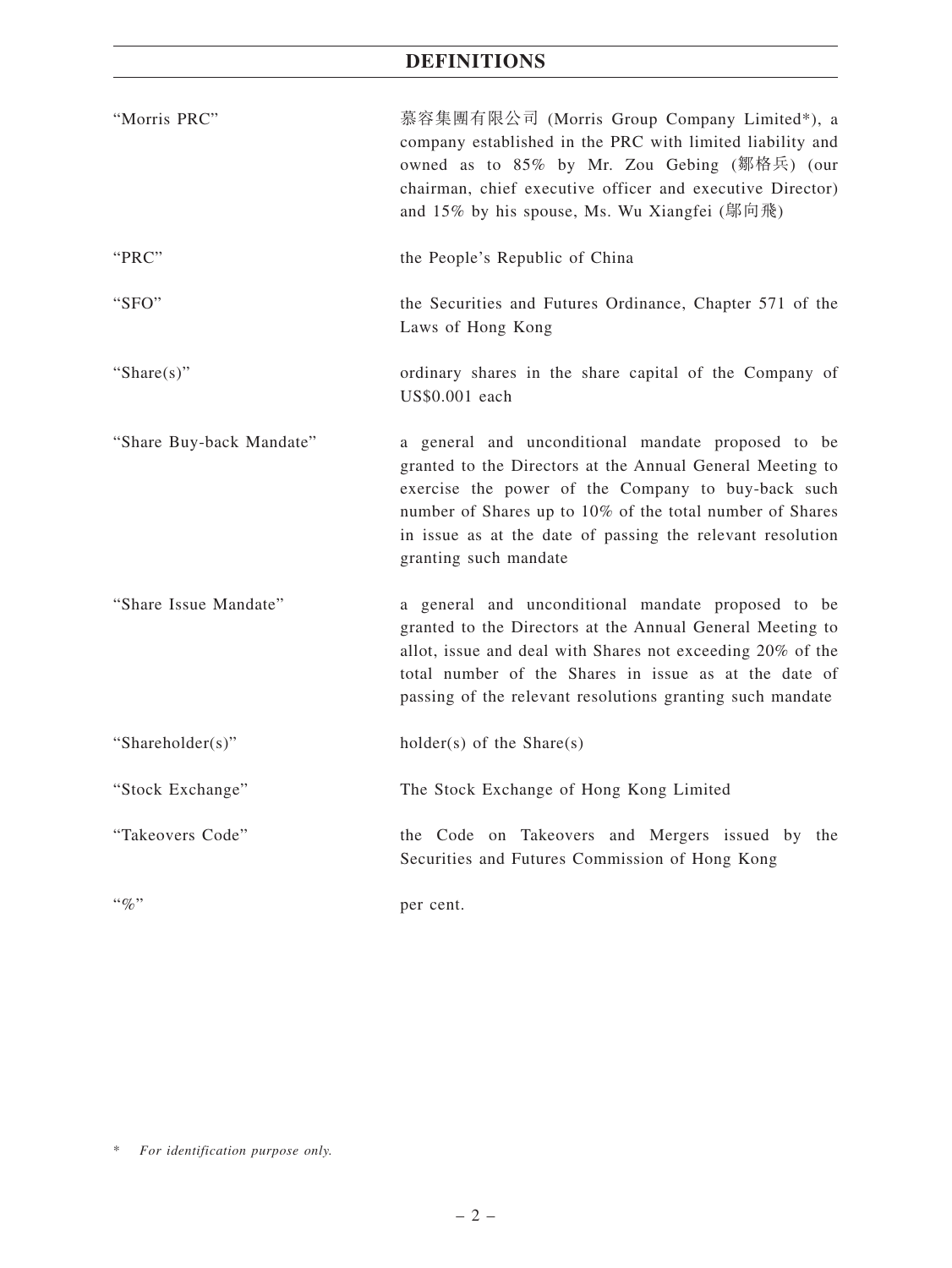# DEFINITIONS

| | |
|---|---|
| "Morris PRC" | 慕容集團有限公司 (Morris Group Company Limited*), a company established in the PRC with limited liability and owned as to 85% by Mr. Zou Gebing (鄒格兵) (our chairman, chief executive officer and executive Director) and 15% by his spouse, Ms. Wu Xiangfei (鄔向飛) |
| "PRC" | the People's Republic of China |
| "SFO" | the Securities and Futures Ordinance, Chapter 571 of the Laws of Hong Kong |
| "Share(s)" | ordinary shares in the share capital of the Company of US$0.001 each |
| "Share Buy-back Mandate" | a general and unconditional mandate proposed to be granted to the Directors at the Annual General Meeting to exercise the power of the Company to buy-back such number of Shares up to 10% of the total number of Shares in issue as at the date of passing the relevant resolution granting such mandate |
| "Share Issue Mandate" | a general and unconditional mandate proposed to be granted to the Directors at the Annual General Meeting to allot, issue and deal with Shares not exceeding 20% of the total number of the Shares in issue as at the date of passing of the relevant resolutions granting such mandate |
| "Shareholder(s)" | holder(s) of the Share(s) |
| "Stock Exchange" | The Stock Exchange of Hong Kong Limited |
| "Takeovers Code" | the Code on Takeovers and Mergers issued by the Securities and Futures Commission of Hong Kong |
| "%" | per cent. |

\* *For identification purpose only.*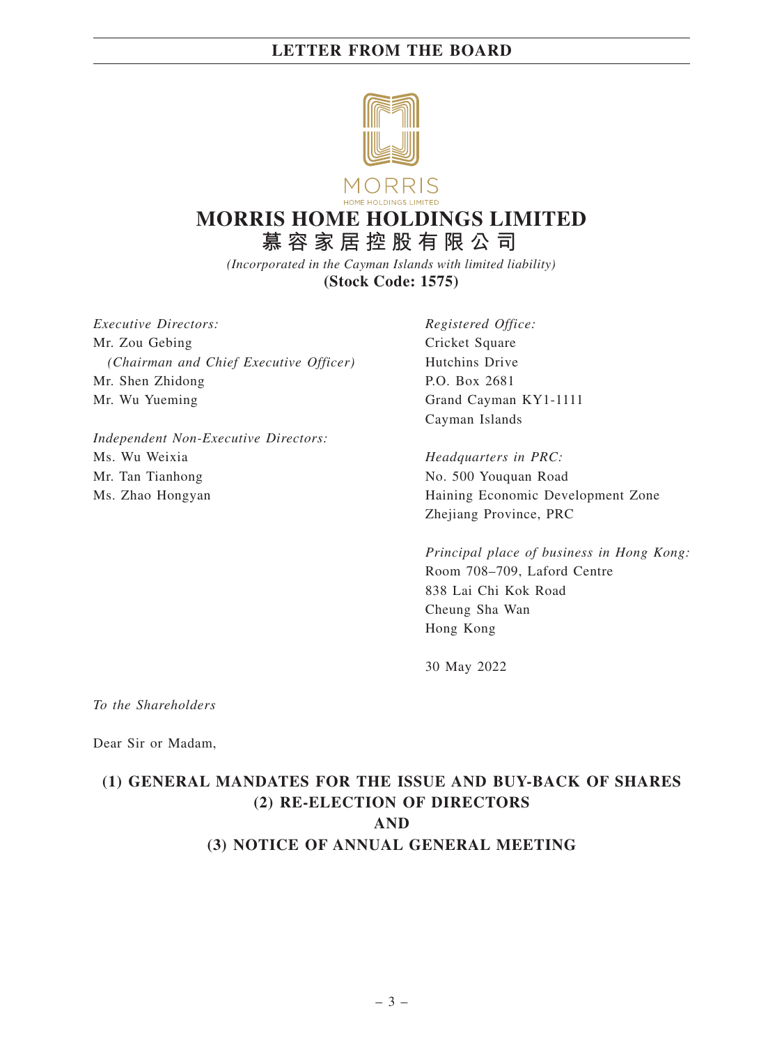# LETTER FROM THE BOARD

MORRIS
HOME HOLDINGS LIMITED

# MORRIS HOME HOLDINGS LIMITED
## 慕容家居控股有限公司

*(Incorporated in the Cayman Islands with limited liability)*
**(Stock Code: 1575)**

*Executive Directors:*
Mr. Zou Gebing
*(Chairman and Chief Executive Officer)*
Mr. Shen Zhidong
Mr. Wu Yueming

*Independent Non-Executive Directors:*
Ms. Wu Weixia
Mr. Tan Tianhong
Ms. Zhao Hongyan

*Registered Office:*
Cricket Square
Hutchins Drive
P.O. Box 2681
Grand Cayman KY1-1111
Cayman Islands

*Headquarters in PRC:*
No. 500 Youquan Road
Haining Economic Development Zone
Zhejiang Province, PRC

*Principal place of business in Hong Kong:*
Room 708–709, Laford Centre
838 Lai Chi Kok Road
Cheung Sha Wan
Hong Kong

30 May 2022

*To the Shareholders*

Dear Sir or Madam,

**(1) GENERAL MANDATES FOR THE ISSUE AND BUY-BACK OF SHARES**
**(2) RE-ELECTION OF DIRECTORS**
**AND**
**(3) NOTICE OF ANNUAL GENERAL MEETING**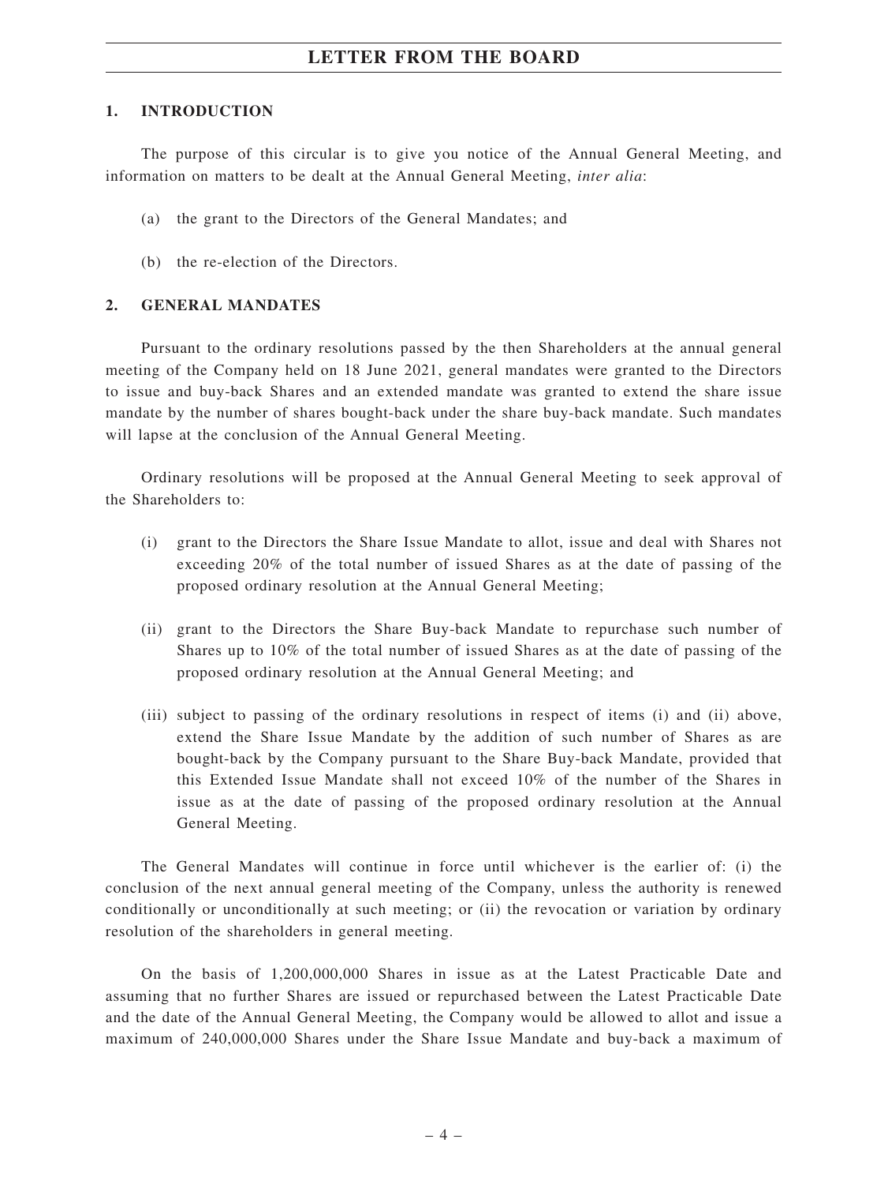# LETTER FROM THE BOARD

## 1. INTRODUCTION

The purpose of this circular is to give you notice of the Annual General Meeting, and information on matters to be dealt at the Annual General Meeting, *inter alia*:

(a) the grant to the Directors of the General Mandates; and

(b) the re-election of the Directors.

## 2. GENERAL MANDATES

Pursuant to the ordinary resolutions passed by the then Shareholders at the annual general meeting of the Company held on 18 June 2021, general mandates were granted to the Directors to issue and buy-back Shares and an extended mandate was granted to extend the share issue mandate by the number of shares bought-back under the share buy-back mandate. Such mandates will lapse at the conclusion of the Annual General Meeting.

Ordinary resolutions will be proposed at the Annual General Meeting to seek approval of the Shareholders to:

(i) grant to the Directors the Share Issue Mandate to allot, issue and deal with Shares not exceeding 20% of the total number of issued Shares as at the date of passing of the proposed ordinary resolution at the Annual General Meeting;

(ii) grant to the Directors the Share Buy-back Mandate to repurchase such number of Shares up to 10% of the total number of issued Shares as at the date of passing of the proposed ordinary resolution at the Annual General Meeting; and

(iii) subject to passing of the ordinary resolutions in respect of items (i) and (ii) above, extend the Share Issue Mandate by the addition of such number of Shares as are bought-back by the Company pursuant to the Share Buy-back Mandate, provided that this Extended Issue Mandate shall not exceed 10% of the number of the Shares in issue as at the date of passing of the proposed ordinary resolution at the Annual General Meeting.

The General Mandates will continue in force until whichever is the earlier of: (i) the conclusion of the next annual general meeting of the Company, unless the authority is renewed conditionally or unconditionally at such meeting; or (ii) the revocation or variation by ordinary resolution of the shareholders in general meeting.

On the basis of 1,200,000,000 Shares in issue as at the Latest Practicable Date and assuming that no further Shares are issued or repurchased between the Latest Practicable Date and the date of the Annual General Meeting, the Company would be allowed to allot and issue a maximum of 240,000,000 Shares under the Share Issue Mandate and buy-back a maximum of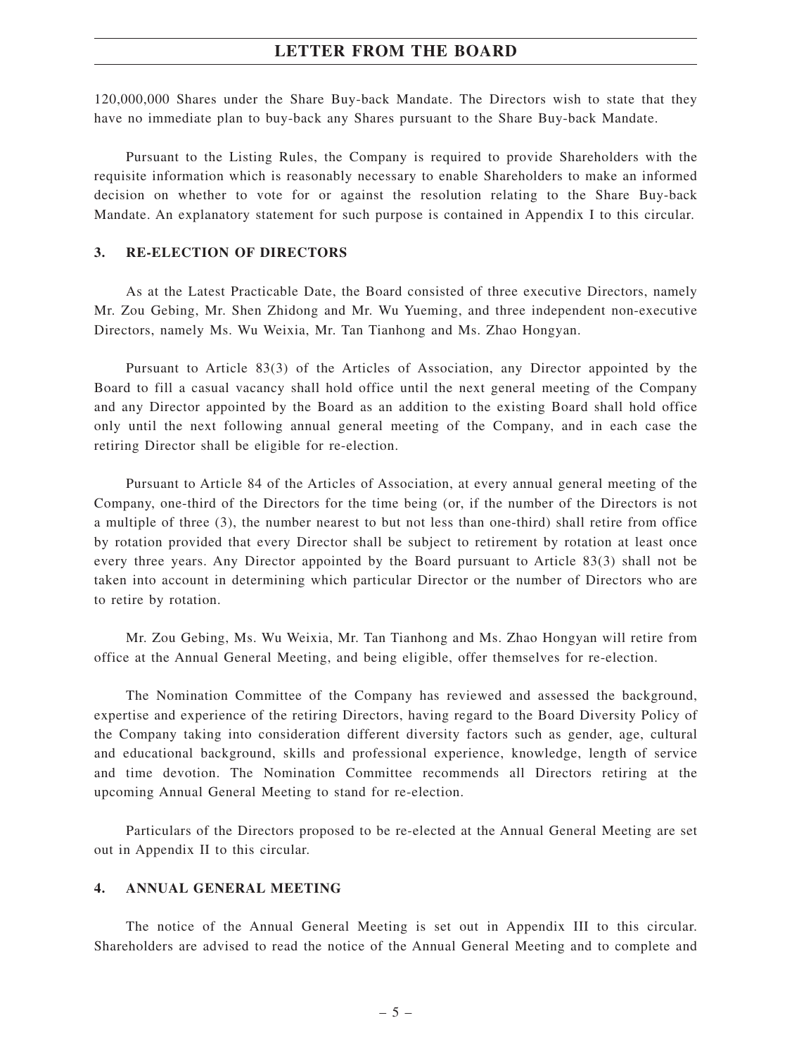120,000,000 Shares under the Share Buy-back Mandate. The Directors wish to state that they have no immediate plan to buy-back any Shares pursuant to the Share Buy-back Mandate.

Pursuant to the Listing Rules, the Company is required to provide Shareholders with the requisite information which is reasonably necessary to enable Shareholders to make an informed decision on whether to vote for or against the resolution relating to the Share Buy-back Mandate. An explanatory statement for such purpose is contained in Appendix I to this circular.

## 3. RE-ELECTION OF DIRECTORS

As at the Latest Practicable Date, the Board consisted of three executive Directors, namely Mr. Zou Gebing, Mr. Shen Zhidong and Mr. Wu Yueming, and three independent non-executive Directors, namely Ms. Wu Weixia, Mr. Tan Tianhong and Ms. Zhao Hongyan.

Pursuant to Article 83(3) of the Articles of Association, any Director appointed by the Board to fill a casual vacancy shall hold office until the next general meeting of the Company and any Director appointed by the Board as an addition to the existing Board shall hold office only until the next following annual general meeting of the Company, and in each case the retiring Director shall be eligible for re-election.

Pursuant to Article 84 of the Articles of Association, at every annual general meeting of the Company, one-third of the Directors for the time being (or, if the number of the Directors is not a multiple of three (3), the number nearest to but not less than one-third) shall retire from office by rotation provided that every Director shall be subject to retirement by rotation at least once every three years. Any Director appointed by the Board pursuant to Article 83(3) shall not be taken into account in determining which particular Director or the number of Directors who are to retire by rotation.

Mr. Zou Gebing, Ms. Wu Weixia, Mr. Tan Tianhong and Ms. Zhao Hongyan will retire from office at the Annual General Meeting, and being eligible, offer themselves for re-election.

The Nomination Committee of the Company has reviewed and assessed the background, expertise and experience of the retiring Directors, having regard to the Board Diversity Policy of the Company taking into consideration different diversity factors such as gender, age, cultural and educational background, skills and professional experience, knowledge, length of service and time devotion. The Nomination Committee recommends all Directors retiring at the upcoming Annual General Meeting to stand for re-election.

Particulars of the Directors proposed to be re-elected at the Annual General Meeting are set out in Appendix II to this circular.

## 4. ANNUAL GENERAL MEETING

The notice of the Annual General Meeting is set out in Appendix III to this circular. Shareholders are advised to read the notice of the Annual General Meeting and to complete and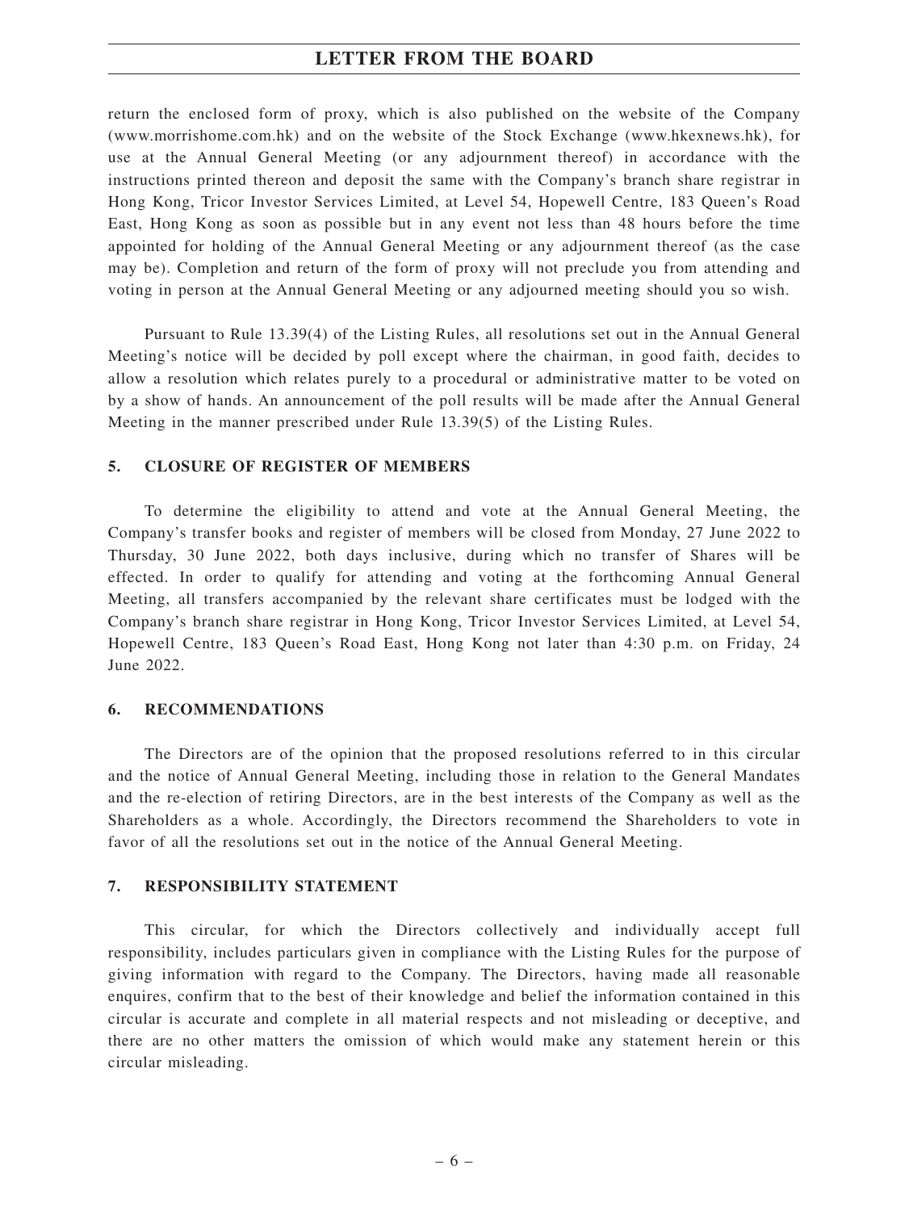return the enclosed form of proxy, which is also published on the website of the Company (www.morrishome.com.hk) and on the website of the Stock Exchange (www.hkexnews.hk), for use at the Annual General Meeting (or any adjournment thereof) in accordance with the instructions printed thereon and deposit the same with the Company's branch share registrar in Hong Kong, Tricor Investor Services Limited, at Level 54, Hopewell Centre, 183 Queen's Road East, Hong Kong as soon as possible but in any event not less than 48 hours before the time appointed for holding of the Annual General Meeting or any adjournment thereof (as the case may be). Completion and return of the form of proxy will not preclude you from attending and voting in person at the Annual General Meeting or any adjourned meeting should you so wish.

Pursuant to Rule 13.39(4) of the Listing Rules, all resolutions set out in the Annual General Meeting's notice will be decided by poll except where the chairman, in good faith, decides to allow a resolution which relates purely to a procedural or administrative matter to be voted on by a show of hands. An announcement of the poll results will be made after the Annual General Meeting in the manner prescribed under Rule 13.39(5) of the Listing Rules.

## 5. CLOSURE OF REGISTER OF MEMBERS

To determine the eligibility to attend and vote at the Annual General Meeting, the Company's transfer books and register of members will be closed from Monday, 27 June 2022 to Thursday, 30 June 2022, both days inclusive, during which no transfer of Shares will be effected. In order to qualify for attending and voting at the forthcoming Annual General Meeting, all transfers accompanied by the relevant share certificates must be lodged with the Company's branch share registrar in Hong Kong, Tricor Investor Services Limited, at Level 54, Hopewell Centre, 183 Queen's Road East, Hong Kong not later than 4:30 p.m. on Friday, 24 June 2022.

## 6. RECOMMENDATIONS

The Directors are of the opinion that the proposed resolutions referred to in this circular and the notice of Annual General Meeting, including those in relation to the General Mandates and the re-election of retiring Directors, are in the best interests of the Company as well as the Shareholders as a whole. Accordingly, the Directors recommend the Shareholders to vote in favor of all the resolutions set out in the notice of the Annual General Meeting.

## 7. RESPONSIBILITY STATEMENT

This circular, for which the Directors collectively and individually accept full responsibility, includes particulars given in compliance with the Listing Rules for the purpose of giving information with regard to the Company. The Directors, having made all reasonable enquires, confirm that to the best of their knowledge and belief the information contained in this circular is accurate and complete in all material respects and not misleading or deceptive, and there are no other matters the omission of which would make any statement herein or this circular misleading.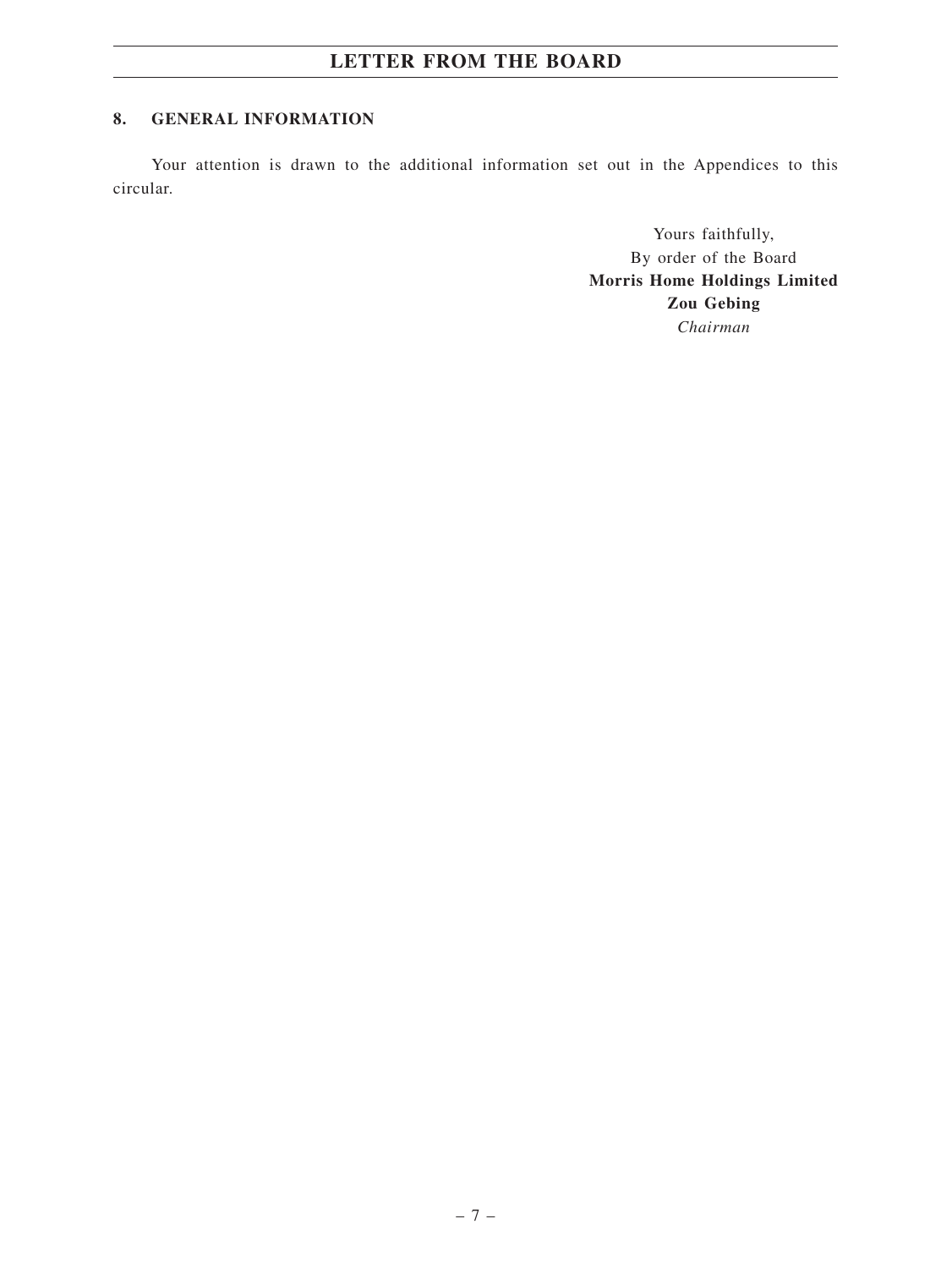## 8. GENERAL INFORMATION

Your attention is drawn to the additional information set out in the Appendices to this circular.

Yours faithfully,
By order of the Board
**Morris Home Holdings Limited**
**Zou Gebing**
*Chairman*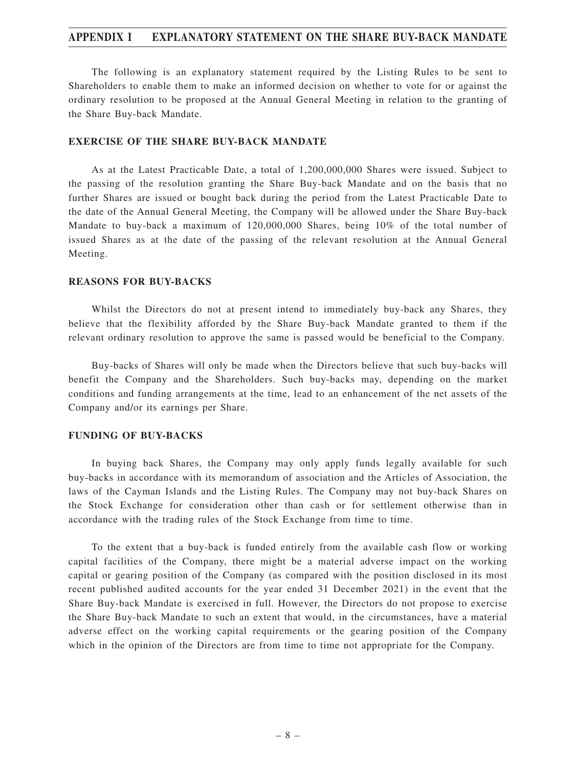## APPENDIX I EXPLANATORY STATEMENT ON THE SHARE BUY-BACK MANDATE

The following is an explanatory statement required by the Listing Rules to be sent to Shareholders to enable them to make an informed decision on whether to vote for or against the ordinary resolution to be proposed at the Annual General Meeting in relation to the granting of the Share Buy-back Mandate.

### EXERCISE OF THE SHARE BUY-BACK MANDATE

As at the Latest Practicable Date, a total of 1,200,000,000 Shares were issued. Subject to the passing of the resolution granting the Share Buy-back Mandate and on the basis that no further Shares are issued or bought back during the period from the Latest Practicable Date to the date of the Annual General Meeting, the Company will be allowed under the Share Buy-back Mandate to buy-back a maximum of 120,000,000 Shares, being 10% of the total number of issued Shares as at the date of the passing of the relevant resolution at the Annual General Meeting.

### REASONS FOR BUY-BACKS

Whilst the Directors do not at present intend to immediately buy-back any Shares, they believe that the flexibility afforded by the Share Buy-back Mandate granted to them if the relevant ordinary resolution to approve the same is passed would be beneficial to the Company.

Buy-backs of Shares will only be made when the Directors believe that such buy-backs will benefit the Company and the Shareholders. Such buy-backs may, depending on the market conditions and funding arrangements at the time, lead to an enhancement of the net assets of the Company and/or its earnings per Share.

### FUNDING OF BUY-BACKS

In buying back Shares, the Company may only apply funds legally available for such buy-backs in accordance with its memorandum of association and the Articles of Association, the laws of the Cayman Islands and the Listing Rules. The Company may not buy-back Shares on the Stock Exchange for consideration other than cash or for settlement otherwise than in accordance with the trading rules of the Stock Exchange from time to time.

To the extent that a buy-back is funded entirely from the available cash flow or working capital facilities of the Company, there might be a material adverse impact on the working capital or gearing position of the Company (as compared with the position disclosed in its most recent published audited accounts for the year ended 31 December 2021) in the event that the Share Buy-back Mandate is exercised in full. However, the Directors do not propose to exercise the Share Buy-back Mandate to such an extent that would, in the circumstances, have a material adverse effect on the working capital requirements or the gearing position of the Company which in the opinion of the Directors are from time to time not appropriate for the Company.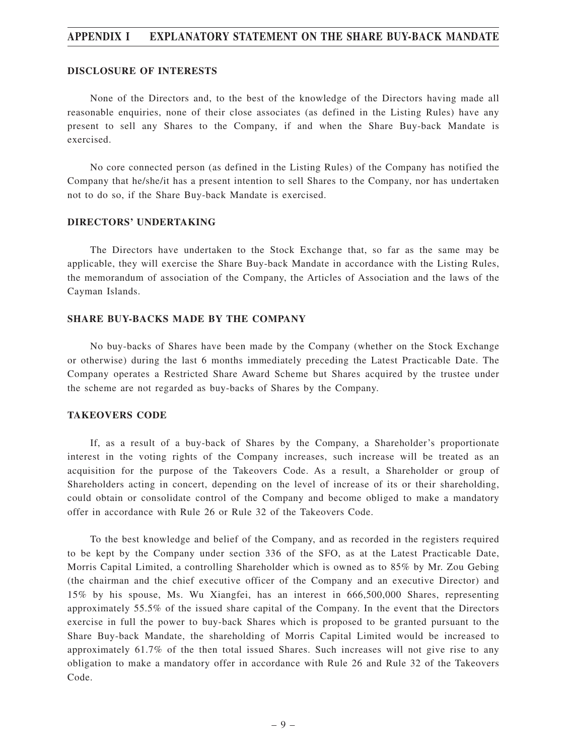## DISCLOSURE OF INTERESTS

None of the Directors and, to the best of the knowledge of the Directors having made all reasonable enquiries, none of their close associates (as defined in the Listing Rules) have any present to sell any Shares to the Company, if and when the Share Buy-back Mandate is exercised.

No core connected person (as defined in the Listing Rules) of the Company has notified the Company that he/she/it has a present intention to sell Shares to the Company, nor has undertaken not to do so, if the Share Buy-back Mandate is exercised.

## DIRECTORS' UNDERTAKING

The Directors have undertaken to the Stock Exchange that, so far as the same may be applicable, they will exercise the Share Buy-back Mandate in accordance with the Listing Rules, the memorandum of association of the Company, the Articles of Association and the laws of the Cayman Islands.

## SHARE BUY-BACKS MADE BY THE COMPANY

No buy-backs of Shares have been made by the Company (whether on the Stock Exchange or otherwise) during the last 6 months immediately preceding the Latest Practicable Date. The Company operates a Restricted Share Award Scheme but Shares acquired by the trustee under the scheme are not regarded as buy-backs of Shares by the Company.

## TAKEOVERS CODE

If, as a result of a buy-back of Shares by the Company, a Shareholder's proportionate interest in the voting rights of the Company increases, such increase will be treated as an acquisition for the purpose of the Takeovers Code. As a result, a Shareholder or group of Shareholders acting in concert, depending on the level of increase of its or their shareholding, could obtain or consolidate control of the Company and become obliged to make a mandatory offer in accordance with Rule 26 or Rule 32 of the Takeovers Code.

To the best knowledge and belief of the Company, and as recorded in the registers required to be kept by the Company under section 336 of the SFO, as at the Latest Practicable Date, Morris Capital Limited, a controlling Shareholder which is owned as to 85% by Mr. Zou Gebing (the chairman and the chief executive officer of the Company and an executive Director) and 15% by his spouse, Ms. Wu Xiangfei, has an interest in 666,500,000 Shares, representing approximately 55.5% of the issued share capital of the Company. In the event that the Directors exercise in full the power to buy-back Shares which is proposed to be granted pursuant to the Share Buy-back Mandate, the shareholding of Morris Capital Limited would be increased to approximately 61.7% of the then total issued Shares. Such increases will not give rise to any obligation to make a mandatory offer in accordance with Rule 26 and Rule 32 of the Takeovers Code.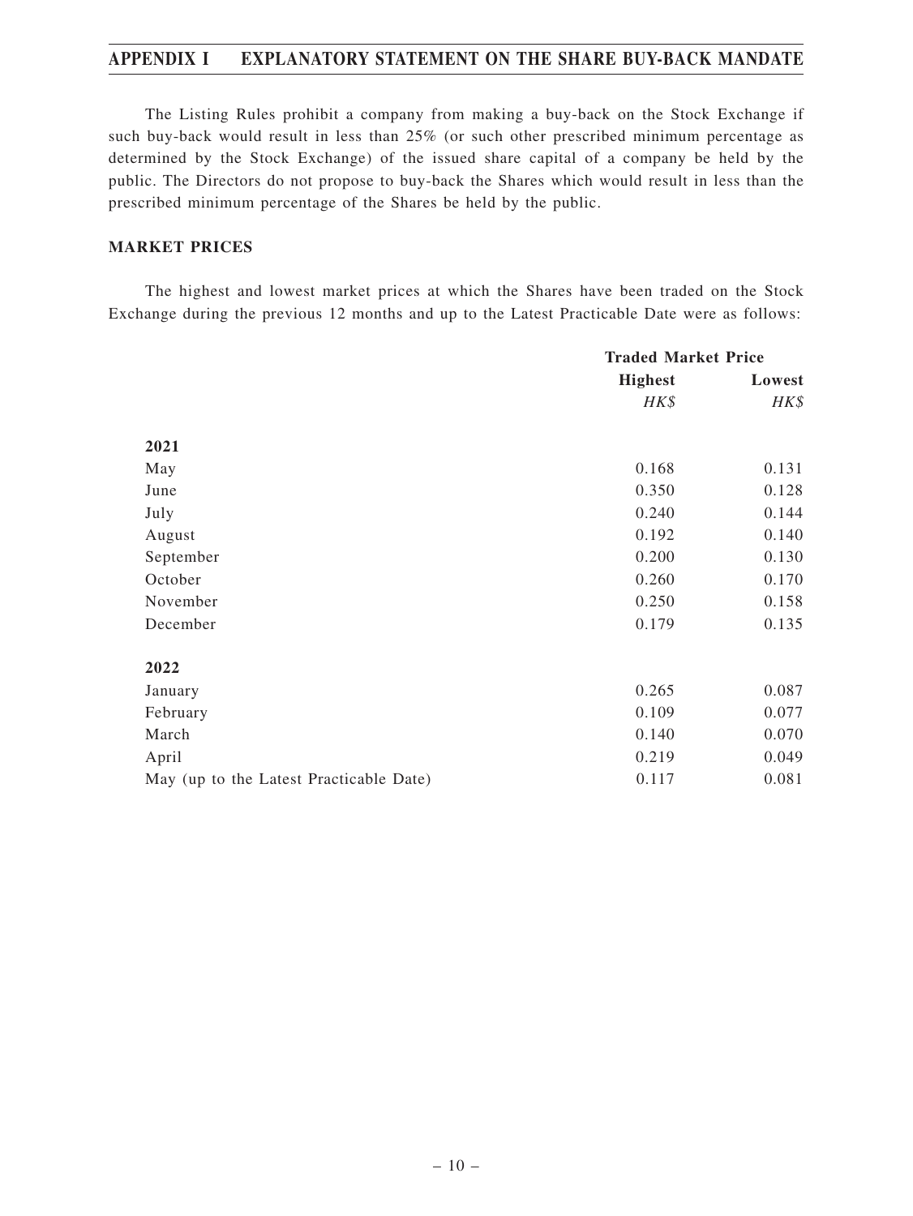The Listing Rules prohibit a company from making a buy-back on the Stock Exchange if such buy-back would result in less than 25% (or such other prescribed minimum percentage as determined by the Stock Exchange) of the issued share capital of a company be held by the public. The Directors do not propose to buy-back the Shares which would result in less than the prescribed minimum percentage of the Shares be held by the public.

## MARKET PRICES

The highest and lowest market prices at which the Shares have been traded on the Stock Exchange during the previous 12 months and up to the Latest Practicable Date were as follows:

| | **Traded Market Price** | |
|---|---|---|
| | **Highest** | **Lowest** |
| | *HK$* | *HK$* |
| **2021** | | |
| May | 0.168 | 0.131 |
| June | 0.350 | 0.128 |
| July | 0.240 | 0.144 |
| August | 0.192 | 0.140 |
| September | 0.200 | 0.130 |
| October | 0.260 | 0.170 |
| November | 0.250 | 0.158 |
| December | 0.179 | 0.135 |
| **2022** | | |
| January | 0.265 | 0.087 |
| February | 0.109 | 0.077 |
| March | 0.140 | 0.070 |
| April | 0.219 | 0.049 |
| May (up to the Latest Practicable Date) | 0.117 | 0.081 |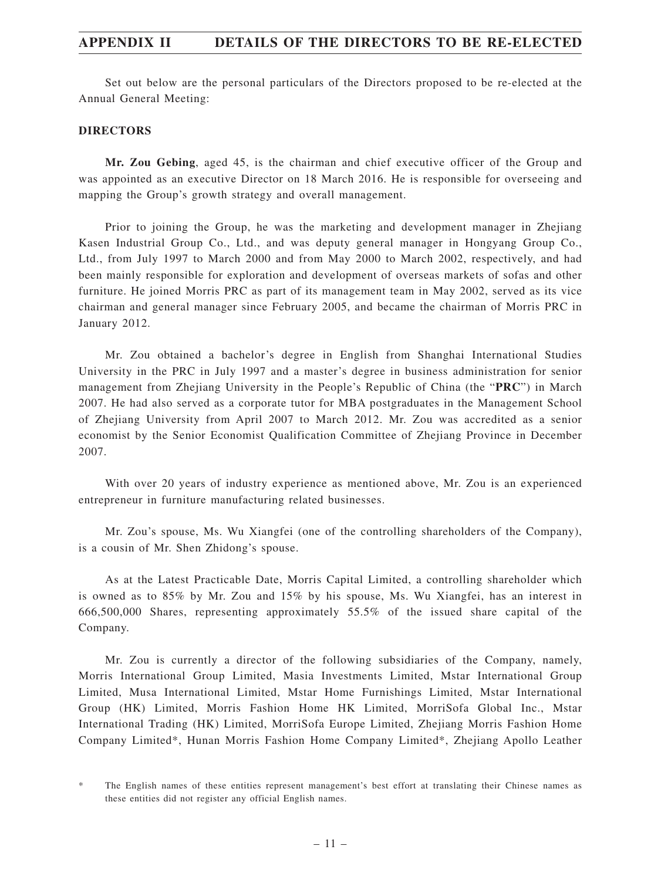Set out below are the personal particulars of the Directors proposed to be re-elected at the Annual General Meeting:

## DIRECTORS

**Mr. Zou Gebing**, aged 45, is the chairman and chief executive officer of the Group and was appointed as an executive Director on 18 March 2016. He is responsible for overseeing and mapping the Group's growth strategy and overall management.

Prior to joining the Group, he was the marketing and development manager in Zhejiang Kasen Industrial Group Co., Ltd., and was deputy general manager in Hongyang Group Co., Ltd., from July 1997 to March 2000 and from May 2000 to March 2002, respectively, and had been mainly responsible for exploration and development of overseas markets of sofas and other furniture. He joined Morris PRC as part of its management team in May 2002, served as its vice chairman and general manager since February 2005, and became the chairman of Morris PRC in January 2012.

Mr. Zou obtained a bachelor's degree in English from Shanghai International Studies University in the PRC in July 1997 and a master's degree in business administration for senior management from Zhejiang University in the People's Republic of China (the "**PRC**") in March 2007. He had also served as a corporate tutor for MBA postgraduates in the Management School of Zhejiang University from April 2007 to March 2012. Mr. Zou was accredited as a senior economist by the Senior Economist Qualification Committee of Zhejiang Province in December 2007.

With over 20 years of industry experience as mentioned above, Mr. Zou is an experienced entrepreneur in furniture manufacturing related businesses.

Mr. Zou's spouse, Ms. Wu Xiangfei (one of the controlling shareholders of the Company), is a cousin of Mr. Shen Zhidong's spouse.

As at the Latest Practicable Date, Morris Capital Limited, a controlling shareholder which is owned as to 85% by Mr. Zou and 15% by his spouse, Ms. Wu Xiangfei, has an interest in 666,500,000 Shares, representing approximately 55.5% of the issued share capital of the Company.

Mr. Zou is currently a director of the following subsidiaries of the Company, namely, Morris International Group Limited, Masia Investments Limited, Mstar International Group Limited, Musa International Limited, Mstar Home Furnishings Limited, Mstar International Group (HK) Limited, Morris Fashion Home HK Limited, MorriSofa Global Inc., Mstar International Trading (HK) Limited, MorriSofa Europe Limited, Zhejiang Morris Fashion Home Company Limited*, Hunan Morris Fashion Home Company Limited*, Zhejiang Apollo Leather

\* The English names of these entities represent management's best effort at translating their Chinese names as these entities did not register any official English names.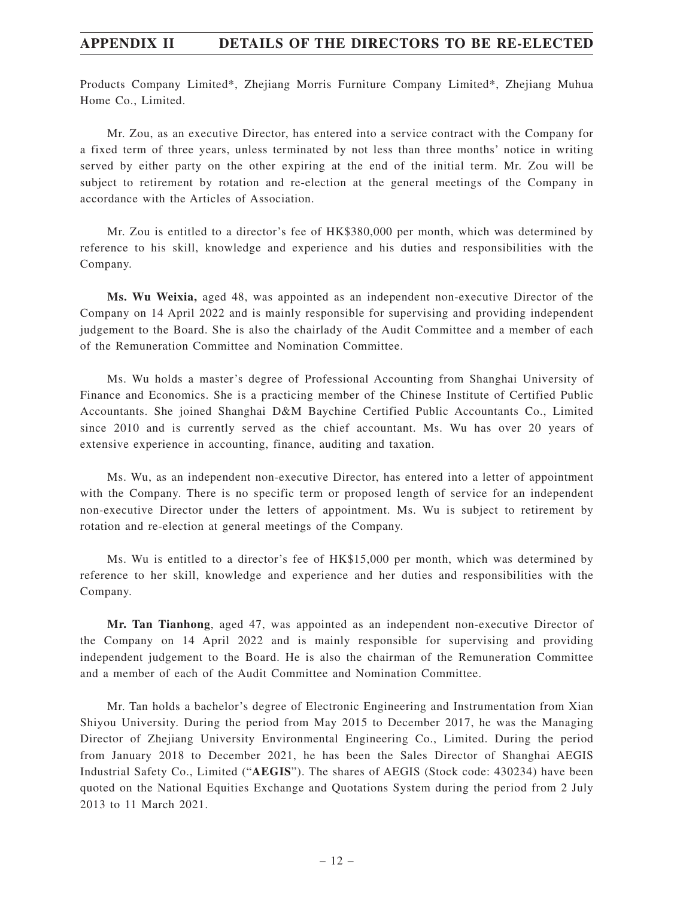Products Company Limited*, Zhejiang Morris Furniture Company Limited*, Zhejiang Muhua Home Co., Limited.

Mr. Zou, as an executive Director, has entered into a service contract with the Company for a fixed term of three years, unless terminated by not less than three months' notice in writing served by either party on the other expiring at the end of the initial term. Mr. Zou will be subject to retirement by rotation and re-election at the general meetings of the Company in accordance with the Articles of Association.

Mr. Zou is entitled to a director's fee of HK$380,000 per month, which was determined by reference to his skill, knowledge and experience and his duties and responsibilities with the Company.

**Ms. Wu Weixia,** aged 48, was appointed as an independent non-executive Director of the Company on 14 April 2022 and is mainly responsible for supervising and providing independent judgement to the Board. She is also the chairlady of the Audit Committee and a member of each of the Remuneration Committee and Nomination Committee.

Ms. Wu holds a master's degree of Professional Accounting from Shanghai University of Finance and Economics. She is a practicing member of the Chinese Institute of Certified Public Accountants. She joined Shanghai D&M Baychine Certified Public Accountants Co., Limited since 2010 and is currently served as the chief accountant. Ms. Wu has over 20 years of extensive experience in accounting, finance, auditing and taxation.

Ms. Wu, as an independent non-executive Director, has entered into a letter of appointment with the Company. There is no specific term or proposed length of service for an independent non-executive Director under the letters of appointment. Ms. Wu is subject to retirement by rotation and re-election at general meetings of the Company.

Ms. Wu is entitled to a director's fee of HK$15,000 per month, which was determined by reference to her skill, knowledge and experience and her duties and responsibilities with the Company.

**Mr. Tan Tianhong**, aged 47, was appointed as an independent non-executive Director of the Company on 14 April 2022 and is mainly responsible for supervising and providing independent judgement to the Board. He is also the chairman of the Remuneration Committee and a member of each of the Audit Committee and Nomination Committee.

Mr. Tan holds a bachelor's degree of Electronic Engineering and Instrumentation from Xian Shiyou University. During the period from May 2015 to December 2017, he was the Managing Director of Zhejiang University Environmental Engineering Co., Limited. During the period from January 2018 to December 2021, he has been the Sales Director of Shanghai AEGIS Industrial Safety Co., Limited ("**AEGIS**"). The shares of AEGIS (Stock code: 430234) have been quoted on the National Equities Exchange and Quotations System during the period from 2 July 2013 to 11 March 2021.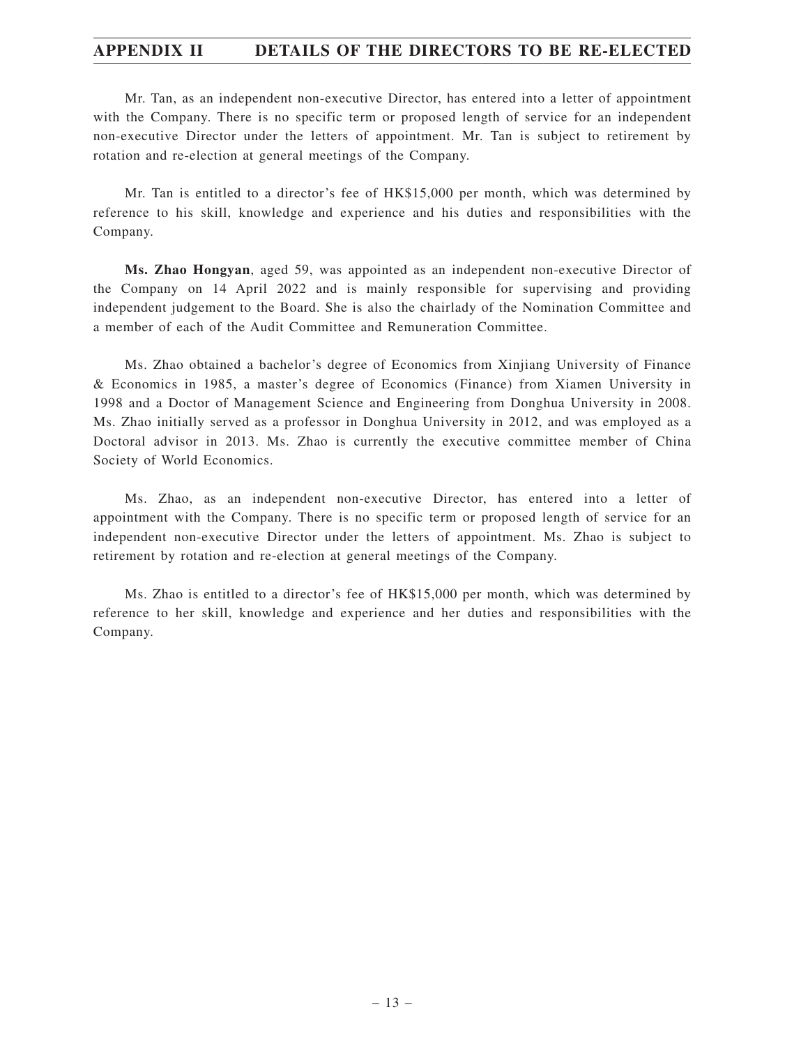Mr. Tan, as an independent non-executive Director, has entered into a letter of appointment with the Company. There is no specific term or proposed length of service for an independent non-executive Director under the letters of appointment. Mr. Tan is subject to retirement by rotation and re-election at general meetings of the Company.

Mr. Tan is entitled to a director's fee of HK$15,000 per month, which was determined by reference to his skill, knowledge and experience and his duties and responsibilities with the Company.

**Ms. Zhao Hongyan**, aged 59, was appointed as an independent non-executive Director of the Company on 14 April 2022 and is mainly responsible for supervising and providing independent judgement to the Board. She is also the chairlady of the Nomination Committee and a member of each of the Audit Committee and Remuneration Committee.

Ms. Zhao obtained a bachelor's degree of Economics from Xinjiang University of Finance & Economics in 1985, a master's degree of Economics (Finance) from Xiamen University in 1998 and a Doctor of Management Science and Engineering from Donghua University in 2008. Ms. Zhao initially served as a professor in Donghua University in 2012, and was employed as a Doctoral advisor in 2013. Ms. Zhao is currently the executive committee member of China Society of World Economics.

Ms. Zhao, as an independent non-executive Director, has entered into a letter of appointment with the Company. There is no specific term or proposed length of service for an independent non-executive Director under the letters of appointment. Ms. Zhao is subject to retirement by rotation and re-election at general meetings of the Company.

Ms. Zhao is entitled to a director's fee of HK$15,000 per month, which was determined by reference to her skill, knowledge and experience and her duties and responsibilities with the Company.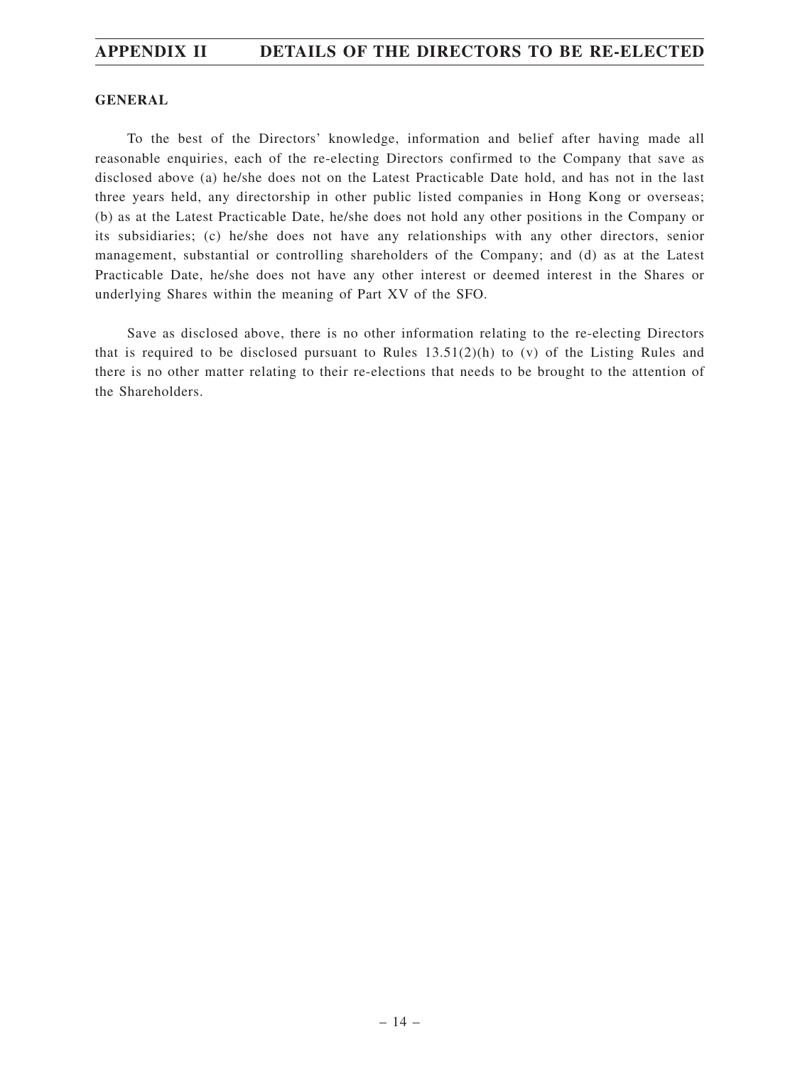**GENERAL**

To the best of the Directors' knowledge, information and belief after having made all reasonable enquiries, each of the re-electing Directors confirmed to the Company that save as disclosed above (a) he/she does not on the Latest Practicable Date hold, and has not in the last three years held, any directorship in other public listed companies in Hong Kong or overseas; (b) as at the Latest Practicable Date, he/she does not hold any other positions in the Company or its subsidiaries; (c) he/she does not have any relationships with any other directors, senior management, substantial or controlling shareholders of the Company; and (d) as at the Latest Practicable Date, he/she does not have any other interest or deemed interest in the Shares or underlying Shares within the meaning of Part XV of the SFO.

Save as disclosed above, there is no other information relating to the re-electing Directors that is required to be disclosed pursuant to Rules 13.51(2)(h) to (v) of the Listing Rules and there is no other matter relating to their re-elections that needs to be brought to the attention of the Shareholders.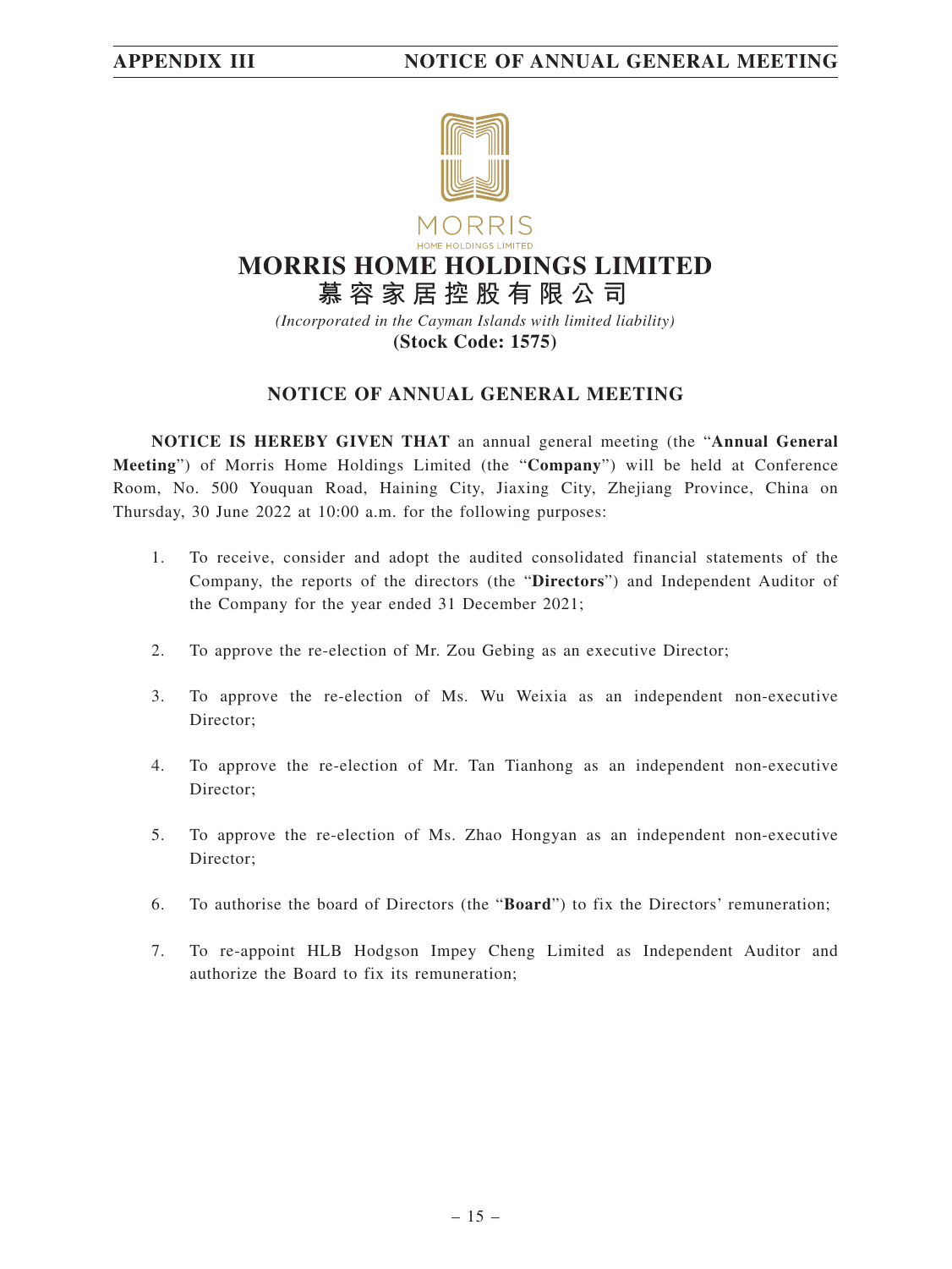# MORRIS HOME HOLDINGS LIMITED
# 慕容家居控股有限公司

*(Incorporated in the Cayman Islands with limited liability)*

**(Stock Code: 1575)**

## NOTICE OF ANNUAL GENERAL MEETING

**NOTICE IS HEREBY GIVEN THAT** an annual general meeting (the "**Annual General Meeting**") of Morris Home Holdings Limited (the "**Company**") will be held at Conference Room, No. 500 Youquan Road, Haining City, Jiaxing City, Zhejiang Province, China on Thursday, 30 June 2022 at 10:00 a.m. for the following purposes:

1. To receive, consider and adopt the audited consolidated financial statements of the Company, the reports of the directors (the "**Directors**") and Independent Auditor of the Company for the year ended 31 December 2021;

2. To approve the re-election of Mr. Zou Gebing as an executive Director;

3. To approve the re-election of Ms. Wu Weixia as an independent non-executive Director;

4. To approve the re-election of Mr. Tan Tianhong as an independent non-executive Director;

5. To approve the re-election of Ms. Zhao Hongyan as an independent non-executive Director;

6. To authorise the board of Directors (the "**Board**") to fix the Directors' remuneration;

7. To re-appoint HLB Hodgson Impey Cheng Limited as Independent Auditor and authorize the Board to fix its remuneration;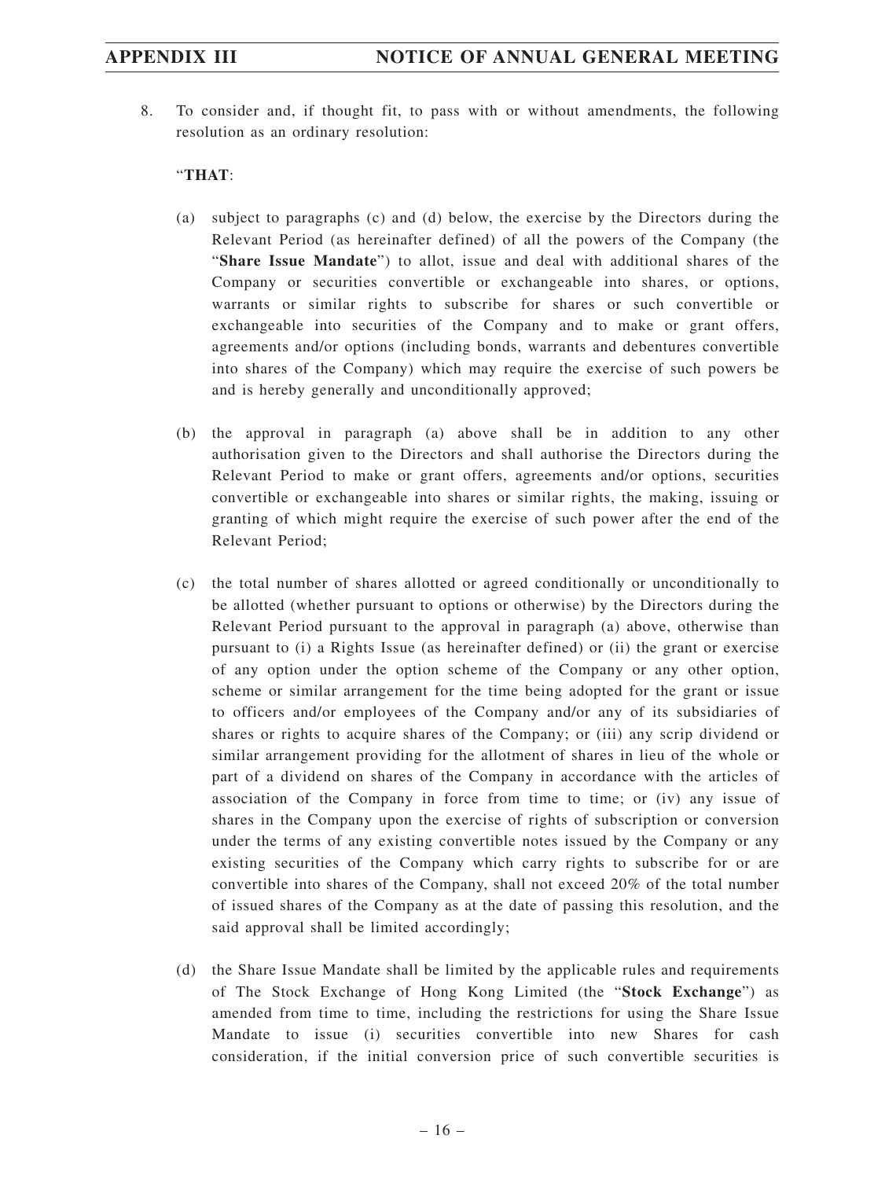8. To consider and, if thought fit, to pass with or without amendments, the following resolution as an ordinary resolution:

"**THAT**:

(a) subject to paragraphs (c) and (d) below, the exercise by the Directors during the Relevant Period (as hereinafter defined) of all the powers of the Company (the "**Share Issue Mandate**") to allot, issue and deal with additional shares of the Company or securities convertible or exchangeable into shares, or options, warrants or similar rights to subscribe for shares or such convertible or exchangeable into securities of the Company and to make or grant offers, agreements and/or options (including bonds, warrants and debentures convertible into shares of the Company) which may require the exercise of such powers be and is hereby generally and unconditionally approved;

(b) the approval in paragraph (a) above shall be in addition to any other authorisation given to the Directors and shall authorise the Directors during the Relevant Period to make or grant offers, agreements and/or options, securities convertible or exchangeable into shares or similar rights, the making, issuing or granting of which might require the exercise of such power after the end of the Relevant Period;

(c) the total number of shares allotted or agreed conditionally or unconditionally to be allotted (whether pursuant to options or otherwise) by the Directors during the Relevant Period pursuant to the approval in paragraph (a) above, otherwise than pursuant to (i) a Rights Issue (as hereinafter defined) or (ii) the grant or exercise of any option under the option scheme of the Company or any other option, scheme or similar arrangement for the time being adopted for the grant or issue to officers and/or employees of the Company and/or any of its subsidiaries of shares or rights to acquire shares of the Company; or (iii) any scrip dividend or similar arrangement providing for the allotment of shares in lieu of the whole or part of a dividend on shares of the Company in accordance with the articles of association of the Company in force from time to time; or (iv) any issue of shares in the Company upon the exercise of rights of subscription or conversion under the terms of any existing convertible notes issued by the Company or any existing securities of the Company which carry rights to subscribe for or are convertible into shares of the Company, shall not exceed 20% of the total number of issued shares of the Company as at the date of passing this resolution, and the said approval shall be limited accordingly;

(d) the Share Issue Mandate shall be limited by the applicable rules and requirements of The Stock Exchange of Hong Kong Limited (the "**Stock Exchange**") as amended from time to time, including the restrictions for using the Share Issue Mandate to issue (i) securities convertible into new Shares for cash consideration, if the initial conversion price of such convertible securities is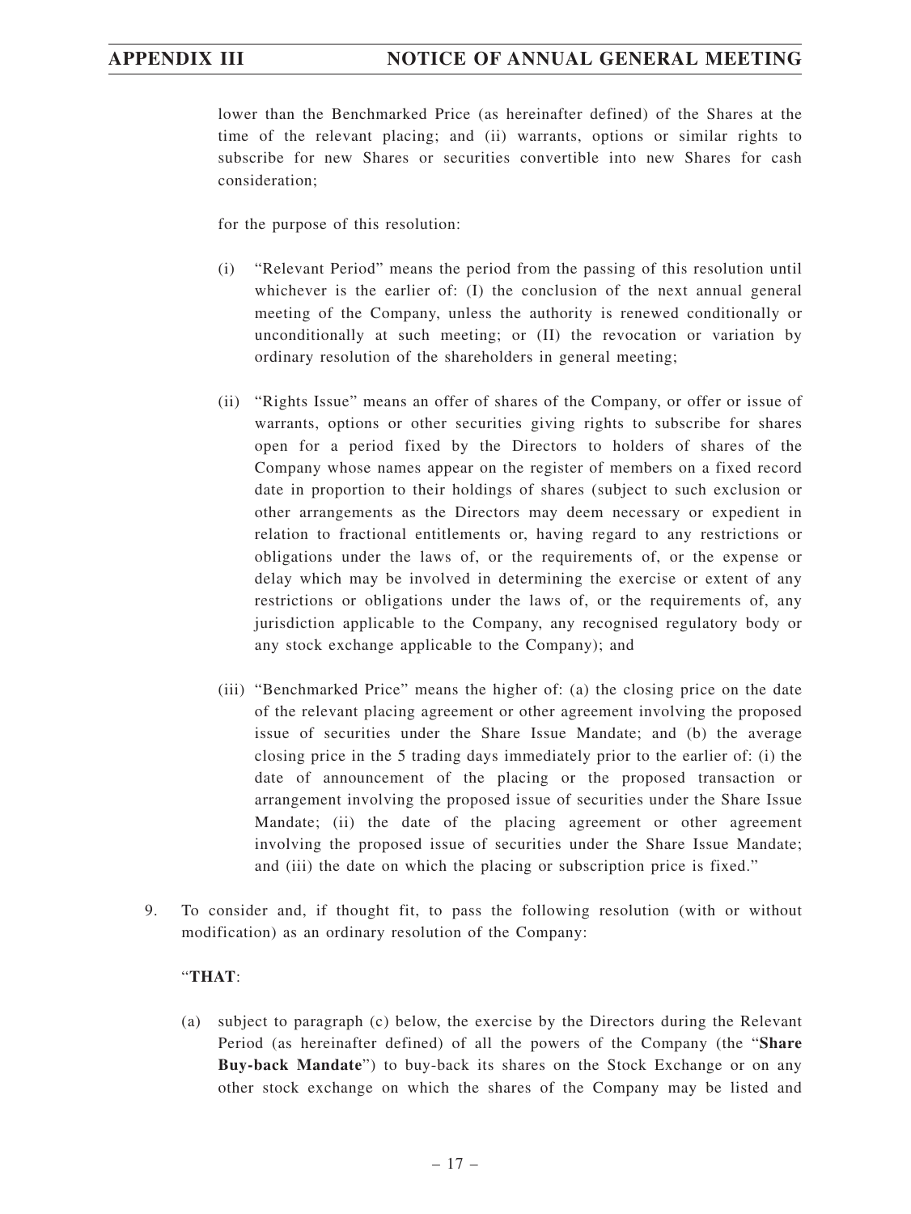lower than the Benchmarked Price (as hereinafter defined) of the Shares at the time of the relevant placing; and (ii) warrants, options or similar rights to subscribe for new Shares or securities convertible into new Shares for cash consideration;

for the purpose of this resolution:

(i) "Relevant Period" means the period from the passing of this resolution until whichever is the earlier of: (I) the conclusion of the next annual general meeting of the Company, unless the authority is renewed conditionally or unconditionally at such meeting; or (II) the revocation or variation by ordinary resolution of the shareholders in general meeting;

(ii) "Rights Issue" means an offer of shares of the Company, or offer or issue of warrants, options or other securities giving rights to subscribe for shares open for a period fixed by the Directors to holders of shares of the Company whose names appear on the register of members on a fixed record date in proportion to their holdings of shares (subject to such exclusion or other arrangements as the Directors may deem necessary or expedient in relation to fractional entitlements or, having regard to any restrictions or obligations under the laws of, or the requirements of, or the expense or delay which may be involved in determining the exercise or extent of any restrictions or obligations under the laws of, or the requirements of, any jurisdiction applicable to the Company, any recognised regulatory body or any stock exchange applicable to the Company); and

(iii) "Benchmarked Price" means the higher of: (a) the closing price on the date of the relevant placing agreement or other agreement involving the proposed issue of securities under the Share Issue Mandate; and (b) the average closing price in the 5 trading days immediately prior to the earlier of: (i) the date of announcement of the placing or the proposed transaction or arrangement involving the proposed issue of securities under the Share Issue Mandate; (ii) the date of the placing agreement or other agreement involving the proposed issue of securities under the Share Issue Mandate; and (iii) the date on which the placing or subscription price is fixed."

9. To consider and, if thought fit, to pass the following resolution (with or without modification) as an ordinary resolution of the Company:

"**THAT**:

(a) subject to paragraph (c) below, the exercise by the Directors during the Relevant Period (as hereinafter defined) of all the powers of the Company (the "**Share Buy-back Mandate**") to buy-back its shares on the Stock Exchange or on any other stock exchange on which the shares of the Company may be listed and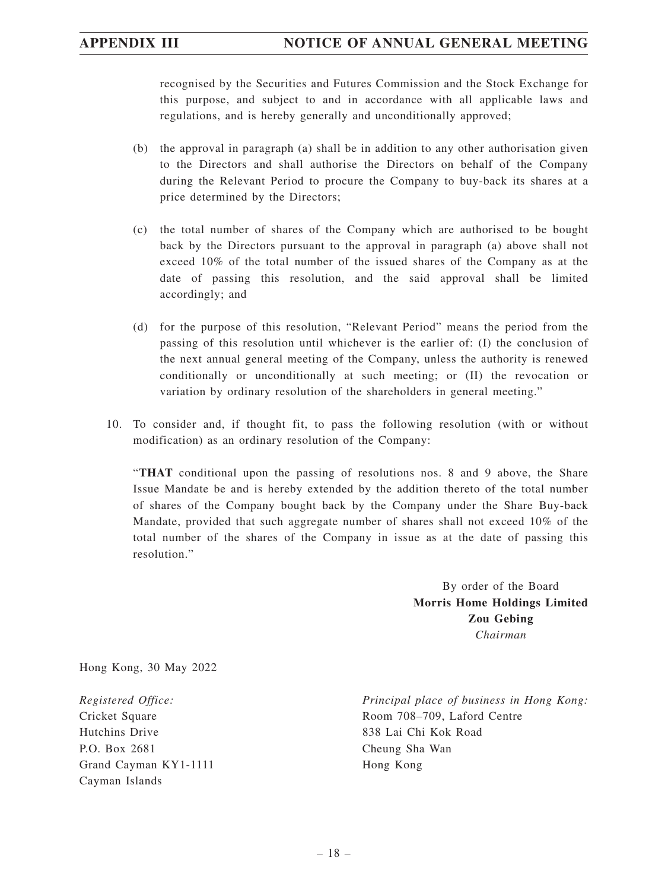recognised by the Securities and Futures Commission and the Stock Exchange for this purpose, and subject to and in accordance with all applicable laws and regulations, and is hereby generally and unconditionally approved;

(b) the approval in paragraph (a) shall be in addition to any other authorisation given to the Directors and shall authorise the Directors on behalf of the Company during the Relevant Period to procure the Company to buy-back its shares at a price determined by the Directors;

(c) the total number of shares of the Company which are authorised to be bought back by the Directors pursuant to the approval in paragraph (a) above shall not exceed 10% of the total number of the issued shares of the Company as at the date of passing this resolution, and the said approval shall be limited accordingly; and

(d) for the purpose of this resolution, "Relevant Period" means the period from the passing of this resolution until whichever is the earlier of: (I) the conclusion of the next annual general meeting of the Company, unless the authority is renewed conditionally or unconditionally at such meeting; or (II) the revocation or variation by ordinary resolution of the shareholders in general meeting."

10. To consider and, if thought fit, to pass the following resolution (with or without modification) as an ordinary resolution of the Company:

"**THAT** conditional upon the passing of resolutions nos. 8 and 9 above, the Share Issue Mandate be and is hereby extended by the addition thereto of the total number of shares of the Company bought back by the Company under the Share Buy-back Mandate, provided that such aggregate number of shares shall not exceed 10% of the total number of the shares of the Company in issue as at the date of passing this resolution."

By order of the Board
**Morris Home Holdings Limited**
**Zou Gebing**
*Chairman*

Hong Kong, 30 May 2022

*Registered Office:*
Cricket Square
Hutchins Drive
P.O. Box 2681
Grand Cayman KY1-1111
Cayman Islands

*Principal place of business in Hong Kong:*
Room 708–709, Laford Centre
838 Lai Chi Kok Road
Cheung Sha Wan
Hong Kong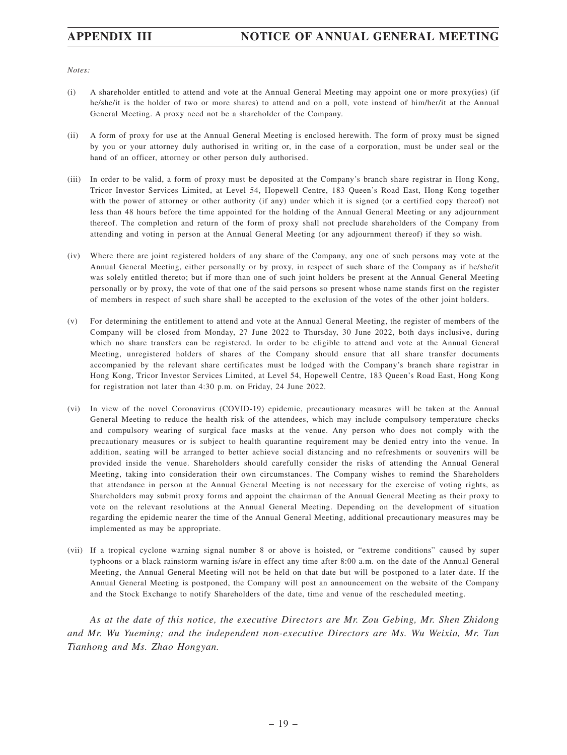*Notes:*

(i) A shareholder entitled to attend and vote at the Annual General Meeting may appoint one or more proxy(ies) (if he/she/it is the holder of two or more shares) to attend and on a poll, vote instead of him/her/it at the Annual General Meeting. A proxy need not be a shareholder of the Company.

(ii) A form of proxy for use at the Annual General Meeting is enclosed herewith. The form of proxy must be signed by you or your attorney duly authorised in writing or, in the case of a corporation, must be under seal or the hand of an officer, attorney or other person duly authorised.

(iii) In order to be valid, a form of proxy must be deposited at the Company's branch share registrar in Hong Kong, Tricor Investor Services Limited, at Level 54, Hopewell Centre, 183 Queen's Road East, Hong Kong together with the power of attorney or other authority (if any) under which it is signed (or a certified copy thereof) not less than 48 hours before the time appointed for the holding of the Annual General Meeting or any adjournment thereof. The completion and return of the form of proxy shall not preclude shareholders of the Company from attending and voting in person at the Annual General Meeting (or any adjournment thereof) if they so wish.

(iv) Where there are joint registered holders of any share of the Company, any one of such persons may vote at the Annual General Meeting, either personally or by proxy, in respect of such share of the Company as if he/she/it was solely entitled thereto; but if more than one of such joint holders be present at the Annual General Meeting personally or by proxy, the vote of that one of the said persons so present whose name stands first on the register of members in respect of such share shall be accepted to the exclusion of the votes of the other joint holders.

(v) For determining the entitlement to attend and vote at the Annual General Meeting, the register of members of the Company will be closed from Monday, 27 June 2022 to Thursday, 30 June 2022, both days inclusive, during which no share transfers can be registered. In order to be eligible to attend and vote at the Annual General Meeting, unregistered holders of shares of the Company should ensure that all share transfer documents accompanied by the relevant share certificates must be lodged with the Company's branch share registrar in Hong Kong, Tricor Investor Services Limited, at Level 54, Hopewell Centre, 183 Queen's Road East, Hong Kong for registration not later than 4:30 p.m. on Friday, 24 June 2022.

(vi) In view of the novel Coronavirus (COVID-19) epidemic, precautionary measures will be taken at the Annual General Meeting to reduce the health risk of the attendees, which may include compulsory temperature checks and compulsory wearing of surgical face masks at the venue. Any person who does not comply with the precautionary measures or is subject to health quarantine requirement may be denied entry into the venue. In addition, seating will be arranged to better achieve social distancing and no refreshments or souvenirs will be provided inside the venue. Shareholders should carefully consider the risks of attending the Annual General Meeting, taking into consideration their own circumstances. The Company wishes to remind the Shareholders that attendance in person at the Annual General Meeting is not necessary for the exercise of voting rights, as Shareholders may submit proxy forms and appoint the chairman of the Annual General Meeting as their proxy to vote on the relevant resolutions at the Annual General Meeting. Depending on the development of situation regarding the epidemic nearer the time of the Annual General Meeting, additional precautionary measures may be implemented as may be appropriate.

(vii) If a tropical cyclone warning signal number 8 or above is hoisted, or "extreme conditions" caused by super typhoons or a black rainstorm warning is/are in effect any time after 8:00 a.m. on the date of the Annual General Meeting, the Annual General Meeting will not be held on that date but will be postponed to a later date. If the Annual General Meeting is postponed, the Company will post an announcement on the website of the Company and the Stock Exchange to notify Shareholders of the date, time and venue of the rescheduled meeting.

*As at the date of this notice, the executive Directors are Mr. Zou Gebing, Mr. Shen Zhidong and Mr. Wu Yueming; and the independent non-executive Directors are Ms. Wu Weixia, Mr. Tan Tianhong and Ms. Zhao Hongyan.*